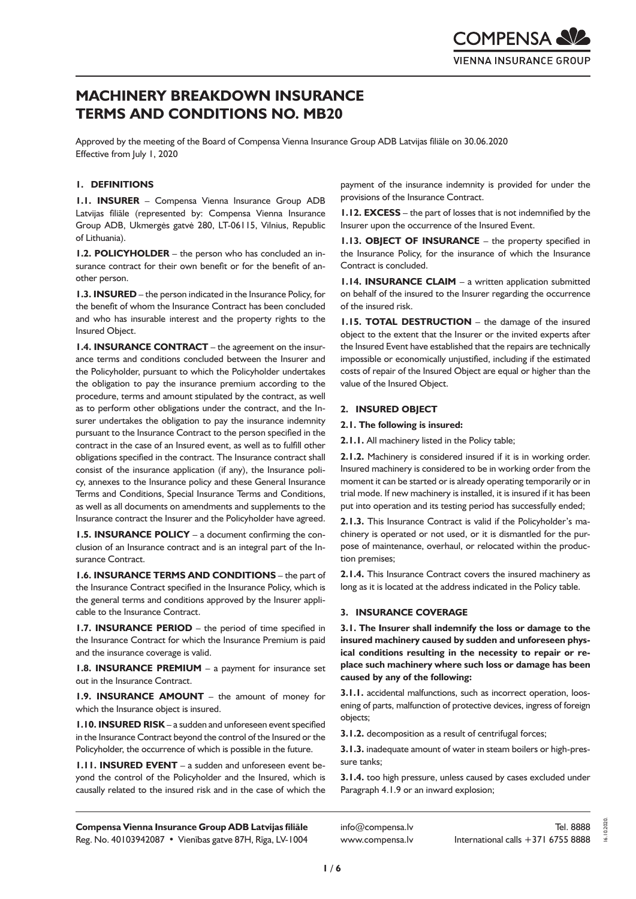# MACHINERY BREAKDOWN INSURANCE TERMS AND CONDITIONS NO. MB20

Approved by the meeting of the Board of Compensa Vienna Insurance Group ADB Latvijas filiāle on 30.06.2020
Effective from July 1, 2020

## 1. DEFINITIONS

**1.1. INSURER** – Compensa Vienna Insurance Group ADB Latvijas filiāle (represented by: Compensa Vienna Insurance Group ADB, Ukmergės gatvė 280, LT-06115, Vilnius, Republic of Lithuania).

**1.2. POLICYHOLDER** – the person who has concluded an insurance contract for their own benefit or for the benefit of another person.

**1.3. INSURED** – the person indicated in the Insurance Policy, for the benefit of whom the Insurance Contract has been concluded and who has insurable interest and the property rights to the Insured Object.

**1.4. INSURANCE CONTRACT** – the agreement on the insurance terms and conditions concluded between the Insurer and the Policyholder, pursuant to which the Policyholder undertakes the obligation to pay the insurance premium according to the procedure, terms and amount stipulated by the contract, as well as to perform other obligations under the contract, and the Insurer undertakes the obligation to pay the insurance indemnity pursuant to the Insurance Contract to the person specified in the contract in the case of an Insured event, as well as to fulfill other obligations specified in the contract. The Insurance contract shall consist of the insurance application (if any), the Insurance policy, annexes to the Insurance policy and these General Insurance Terms and Conditions, Special Insurance Terms and Conditions, as well as all documents on amendments and supplements to the Insurance contract the Insurer and the Policyholder have agreed.

**1.5. INSURANCE POLICY** – a document confirming the conclusion of an Insurance contract and is an integral part of the Insurance Contract.

**1.6. INSURANCE TERMS AND CONDITIONS** – the part of the Insurance Contract specified in the Insurance Policy, which is the general terms and conditions approved by the Insurer applicable to the Insurance Contract.

**1.7. INSURANCE PERIOD** – the period of time specified in the Insurance Contract for which the Insurance Premium is paid and the insurance coverage is valid.

**1.8. INSURANCE PREMIUM** – a payment for insurance set out in the Insurance Contract.

**1.9. INSURANCE AMOUNT** – the amount of money for which the Insurance object is insured.

**1.10. INSURED RISK** – a sudden and unforeseen event specified in the Insurance Contract beyond the control of the Insured or the Policyholder, the occurrence of which is possible in the future.

**1.11. INSURED EVENT** – a sudden and unforeseen event beyond the control of the Policyholder and the Insured, which is causally related to the insured risk and in the case of which the payment of the insurance indemnity is provided for under the provisions of the Insurance Contract.

**1.12. EXCESS** – the part of losses that is not indemnified by the Insurer upon the occurrence of the Insured Event.

**1.13. OBJECT OF INSURANCE** – the property specified in the Insurance Policy, for the insurance of which the Insurance Contract is concluded.

**1.14. INSURANCE CLAIM** – a written application submitted on behalf of the insured to the Insurer regarding the occurrence of the insured risk.

**1.15. TOTAL DESTRUCTION** – the damage of the insured object to the extent that the Insurer or the invited experts after the Insured Event have established that the repairs are technically impossible or economically unjustified, including if the estimated costs of repair of the Insured Object are equal or higher than the value of the Insured Object.

## 2. INSURED OBJECT

**2.1. The following is insured:**

**2.1.1.** All machinery listed in the Policy table;

**2.1.2.** Machinery is considered insured if it is in working order. Insured machinery is considered to be in working order from the moment it can be started or is already operating temporarily or in trial mode. If new machinery is installed, it is insured if it has been put into operation and its testing period has successfully ended;

**2.1.3.** This Insurance Contract is valid if the Policyholder's machinery is operated or not used, or it is dismantled for the purpose of maintenance, overhaul, or relocated within the production premises;

**2.1.4.** This Insurance Contract covers the insured machinery as long as it is located at the address indicated in the Policy table.

## 3. INSURANCE COVERAGE

**3.1. The Insurer shall indemnify the loss or damage to the insured machinery caused by sudden and unforeseen physical conditions resulting in the necessity to repair or replace such machinery where such loss or damage has been caused by any of the following:**

**3.1.1.** accidental malfunctions, such as incorrect operation, loosening of parts, malfunction of protective devices, ingress of foreign objects;

**3.1.2.** decomposition as a result of centrifugal forces;

**3.1.3.** inadequate amount of water in steam boilers or high-pressure tanks;

**3.1.4.** too high pressure, unless caused by cases excluded under Paragraph 4.1.9 or an inward explosion;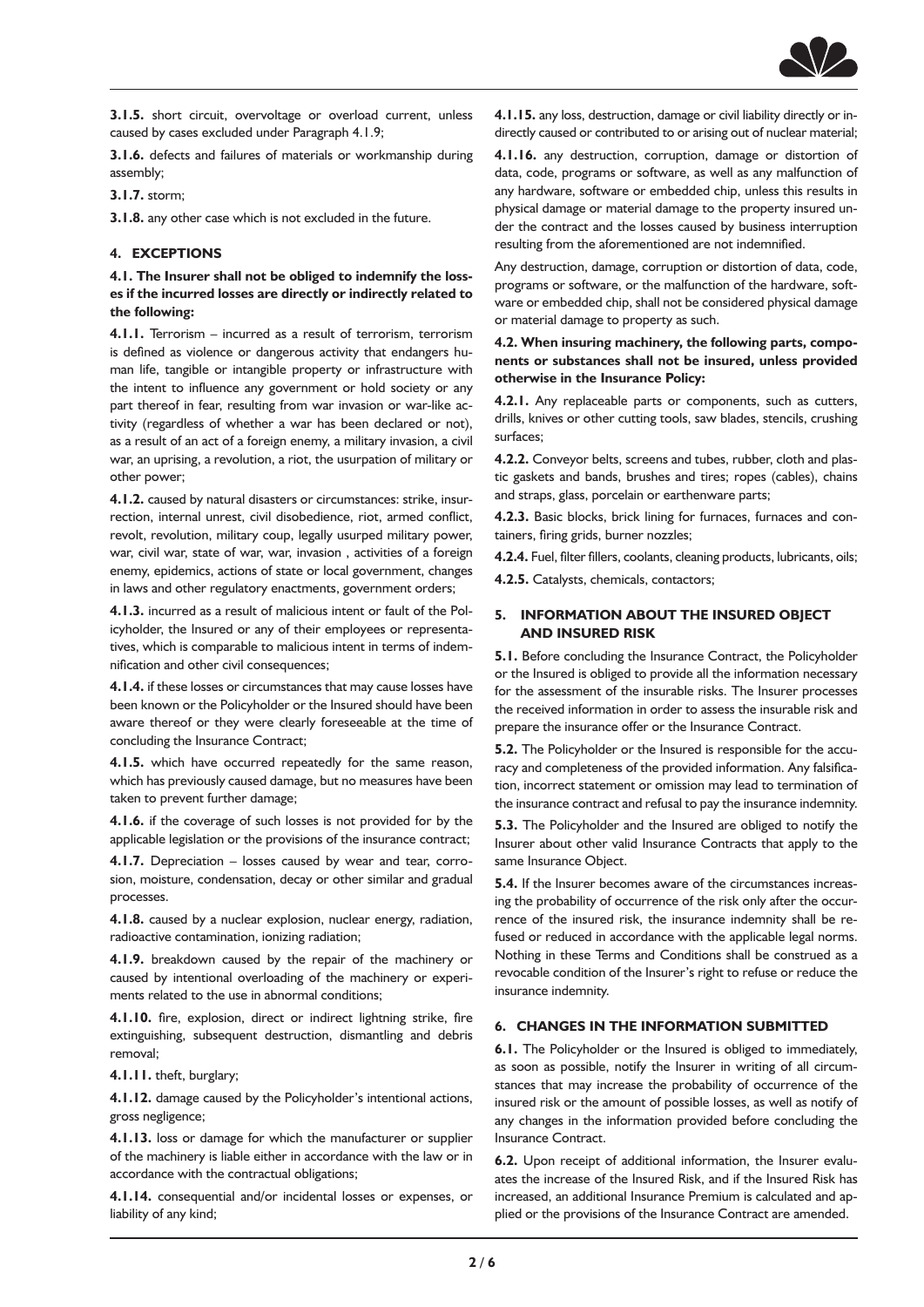**3.1.5.** short circuit, overvoltage or overload current, unless caused by cases excluded under Paragraph 4.1.9;

**3.1.6.** defects and failures of materials or workmanship during assembly;

**3.1.7.** storm;

**3.1.8.** any other case which is not excluded in the future.

## 4. EXCEPTIONS

**4.1. The Insurer shall not be obliged to indemnify the losses if the incurred losses are directly or indirectly related to the following:**

**4.1.1.** Terrorism – incurred as a result of terrorism, terrorism is defined as violence or dangerous activity that endangers human life, tangible or intangible property or infrastructure with the intent to influence any government or hold society or any part thereof in fear, resulting from war invasion or war-like activity (regardless of whether a war has been declared or not), as a result of an act of a foreign enemy, a military invasion, a civil war, an uprising, a revolution, a riot, the usurpation of military or other power;

**4.1.2.** caused by natural disasters or circumstances: strike, insurrection, internal unrest, civil disobedience, riot, armed conflict, revolt, revolution, military coup, legally usurped military power, war, civil war, state of war, war, invasion , activities of a foreign enemy, epidemics, actions of state or local government, changes in laws and other regulatory enactments, government orders;

**4.1.3.** incurred as a result of malicious intent or fault of the Policyholder, the Insured or any of their employees or representatives, which is comparable to malicious intent in terms of indemnification and other civil consequences;

**4.1.4.** if these losses or circumstances that may cause losses have been known or the Policyholder or the Insured should have been aware thereof or they were clearly foreseeable at the time of concluding the Insurance Contract;

**4.1.5.** which have occurred repeatedly for the same reason, which has previously caused damage, but no measures have been taken to prevent further damage;

**4.1.6.** if the coverage of such losses is not provided for by the applicable legislation or the provisions of the insurance contract;

**4.1.7.** Depreciation – losses caused by wear and tear, corrosion, moisture, condensation, decay or other similar and gradual processes.

**4.1.8.** caused by a nuclear explosion, nuclear energy, radiation, radioactive contamination, ionizing radiation;

**4.1.9.** breakdown caused by the repair of the machinery or caused by intentional overloading of the machinery or experiments related to the use in abnormal conditions;

**4.1.10.** fire, explosion, direct or indirect lightning strike, fire extinguishing, subsequent destruction, dismantling and debris removal;

**4.1.11.** theft, burglary;

**4.1.12.** damage caused by the Policyholder's intentional actions, gross negligence;

**4.1.13.** loss or damage for which the manufacturer or supplier of the machinery is liable either in accordance with the law or in accordance with the contractual obligations;

**4.1.14.** consequential and/or incidental losses or expenses, or liability of any kind;

**4.1.15.** any loss, destruction, damage or civil liability directly or indirectly caused or contributed to or arising out of nuclear material;

**4.1.16.** any destruction, corruption, damage or distortion of data, code, programs or software, as well as any malfunction of any hardware, software or embedded chip, unless this results in physical damage or material damage to the property insured under the contract and the losses caused by business interruption resulting from the aforementioned are not indemnified.

Any destruction, damage, corruption or distortion of data, code, programs or software, or the malfunction of the hardware, software or embedded chip, shall not be considered physical damage or material damage to property as such.

**4.2. When insuring machinery, the following parts, components or substances shall not be insured, unless provided otherwise in the Insurance Policy:**

**4.2.1.** Any replaceable parts or components, such as cutters, drills, knives or other cutting tools, saw blades, stencils, crushing surfaces;

**4.2.2.** Conveyor belts, screens and tubes, rubber, cloth and plastic gaskets and bands, brushes and tires; ropes (cables), chains and straps, glass, porcelain or earthenware parts;

**4.2.3.** Basic blocks, brick lining for furnaces, furnaces and containers, firing grids, burner nozzles;

**4.2.4.** Fuel, filter fillers, coolants, cleaning products, lubricants, oils;

**4.2.5.** Catalysts, chemicals, contactors;

## 5. INFORMATION ABOUT THE INSURED OBJECT AND INSURED RISK

**5.1.** Before concluding the Insurance Contract, the Policyholder or the Insured is obliged to provide all the information necessary for the assessment of the insurable risks. The Insurer processes the received information in order to assess the insurable risk and prepare the insurance offer or the Insurance Contract.

**5.2.** The Policyholder or the Insured is responsible for the accuracy and completeness of the provided information. Any falsification, incorrect statement or omission may lead to termination of the insurance contract and refusal to pay the insurance indemnity.

**5.3.** The Policyholder and the Insured are obliged to notify the Insurer about other valid Insurance Contracts that apply to the same Insurance Object.

**5.4.** If the Insurer becomes aware of the circumstances increasing the probability of occurrence of the risk only after the occurrence of the insured risk, the insurance indemnity shall be refused or reduced in accordance with the applicable legal norms. Nothing in these Terms and Conditions shall be construed as a revocable condition of the Insurer's right to refuse or reduce the insurance indemnity.

## 6. CHANGES IN THE INFORMATION SUBMITTED

**6.1.** The Policyholder or the Insured is obliged to immediately, as soon as possible, notify the Insurer in writing of all circumstances that may increase the probability of occurrence of the insured risk or the amount of possible losses, as well as notify of any changes in the information provided before concluding the Insurance Contract.

**6.2.** Upon receipt of additional information, the Insurer evaluates the increase of the Insured Risk, and if the Insured Risk has increased, an additional Insurance Premium is calculated and applied or the provisions of the Insurance Contract are amended.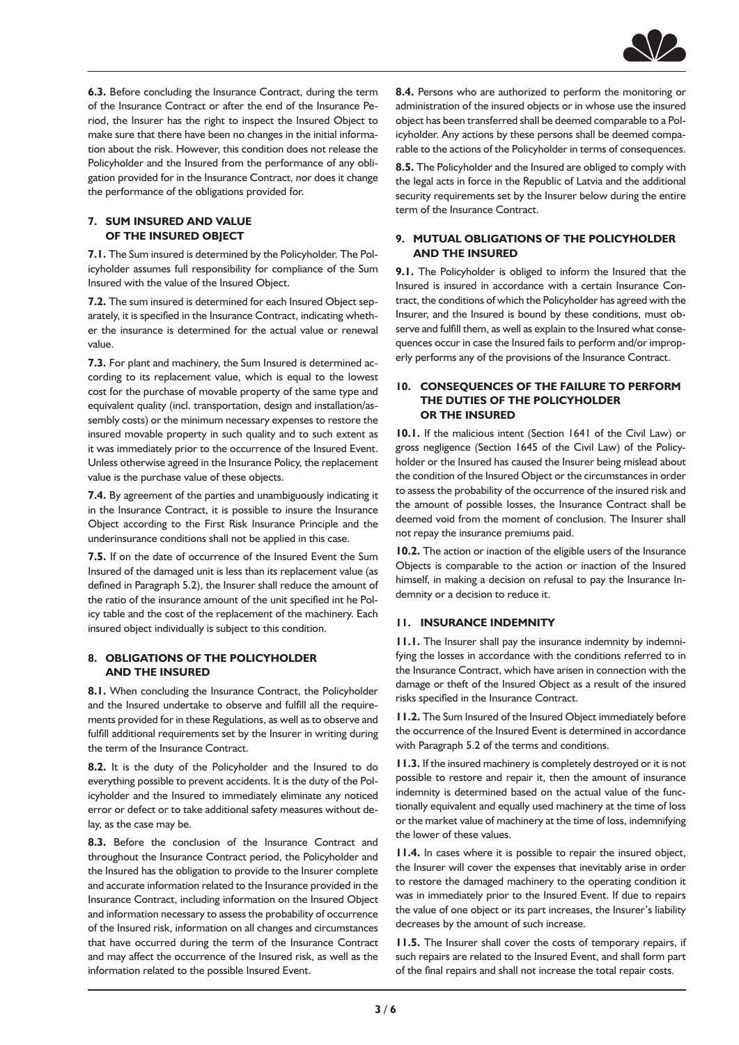**6.3.** Before concluding the Insurance Contract, during the term of the Insurance Contract or after the end of the Insurance Period, the Insurer has the right to inspect the Insured Object to make sure that there have been no changes in the initial information about the risk. However, this condition does not release the Policyholder and the Insured from the performance of any obligation provided for in the Insurance Contract, nor does it change the performance of the obligations provided for.

## 7. SUM INSURED AND VALUE OF THE INSURED OBJECT

**7.1.** The Sum insured is determined by the Policyholder. The Policyholder assumes full responsibility for compliance of the Sum Insured with the value of the Insured Object.

**7.2.** The sum insured is determined for each Insured Object separately, it is specified in the Insurance Contract, indicating whether the insurance is determined for the actual value or renewal value.

**7.3.** For plant and machinery, the Sum Insured is determined according to its replacement value, which is equal to the lowest cost for the purchase of movable property of the same type and equivalent quality (incl. transportation, design and installation/assembly costs) or the minimum necessary expenses to restore the insured movable property in such quality and to such extent as it was immediately prior to the occurrence of the Insured Event. Unless otherwise agreed in the Insurance Policy, the replacement value is the purchase value of these objects.

**7.4.** By agreement of the parties and unambiguously indicating it in the Insurance Contract, it is possible to insure the Insurance Object according to the First Risk Insurance Principle and the underinsurance conditions shall not be applied in this case.

**7.5.** If on the date of occurrence of the Insured Event the Sum Insured of the damaged unit is less than its replacement value (as defined in Paragraph 5.2), the Insurer shall reduce the amount of the ratio of the insurance amount of the unit specified int he Policy table and the cost of the replacement of the machinery. Each insured object individually is subject to this condition.

## 8. OBLIGATIONS OF THE POLICYHOLDER AND THE INSURED

**8.1.** When concluding the Insurance Contract, the Policyholder and the Insured undertake to observe and fulfill all the requirements provided for in these Regulations, as well as to observe and fulfill additional requirements set by the Insurer in writing during the term of the Insurance Contract.

**8.2.** It is the duty of the Policyholder and the Insured to do everything possible to prevent accidents. It is the duty of the Policyholder and the Insured to immediately eliminate any noticed error or defect or to take additional safety measures without delay, as the case may be.

**8.3.** Before the conclusion of the Insurance Contract and throughout the Insurance Contract period, the Policyholder and the Insured has the obligation to provide to the Insurer complete and accurate information related to the Insurance provided in the Insurance Contract, including information on the Insured Object and information necessary to assess the probability of occurrence of the Insured risk, information on all changes and circumstances that have occurred during the term of the Insurance Contract and may affect the occurrence of the Insured risk, as well as the information related to the possible Insured Event.

**8.4.** Persons who are authorized to perform the monitoring or administration of the insured objects or in whose use the insured object has been transferred shall be deemed comparable to a Policyholder. Any actions by these persons shall be deemed comparable to the actions of the Policyholder in terms of consequences.

**8.5.** The Policyholder and the Insured are obliged to comply with the legal acts in force in the Republic of Latvia and the additional security requirements set by the Insurer below during the entire term of the Insurance Contract.

## 9. MUTUAL OBLIGATIONS OF THE POLICYHOLDER AND THE INSURED

**9.1.** The Policyholder is obliged to inform the Insured that the Insured is insured in accordance with a certain Insurance Contract, the conditions of which the Policyholder has agreed with the Insurer, and the Insured is bound by these conditions, must observe and fulfill them, as well as explain to the Insured what consequences occur in case the Insured fails to perform and/or improperly performs any of the provisions of the Insurance Contract.

## 10. CONSEQUENCES OF THE FAILURE TO PERFORM THE DUTIES OF THE POLICYHOLDER OR THE INSURED

**10.1.** If the malicious intent (Section 1641 of the Civil Law) or gross negligence (Section 1645 of the Civil Law) of the Policyholder or the Insured has caused the Insurer being mislead about the condition of the Insured Object or the circumstances in order to assess the probability of the occurrence of the insured risk and the amount of possible losses, the Insurance Contract shall be deemed void from the moment of conclusion. The Insurer shall not repay the insurance premiums paid.

**10.2.** The action or inaction of the eligible users of the Insurance Objects is comparable to the action or inaction of the Insured himself, in making a decision on refusal to pay the Insurance Indemnity or a decision to reduce it.

## 11. INSURANCE INDEMNITY

**11.1.** The Insurer shall pay the insurance indemnity by indemnifying the losses in accordance with the conditions referred to in the Insurance Contract, which have arisen in connection with the damage or theft of the Insured Object as a result of the insured risks specified in the Insurance Contract.

**11.2.** The Sum Insured of the Insured Object immediately before the occurrence of the Insured Event is determined in accordance with Paragraph 5.2 of the terms and conditions.

**11.3.** If the insured machinery is completely destroyed or it is not possible to restore and repair it, then the amount of insurance indemnity is determined based on the actual value of the functionally equivalent and equally used machinery at the time of loss or the market value of machinery at the time of loss, indemnifying the lower of these values.

**11.4.** In cases where it is possible to repair the insured object, the Insurer will cover the expenses that inevitably arise in order to restore the damaged machinery to the operating condition it was in immediately prior to the Insured Event. If due to repairs the value of one object or its part increases, the Insurer's liability decreases by the amount of such increase.

**11.5.** The Insurer shall cover the costs of temporary repairs, if such repairs are related to the Insured Event, and shall form part of the final repairs and shall not increase the total repair costs.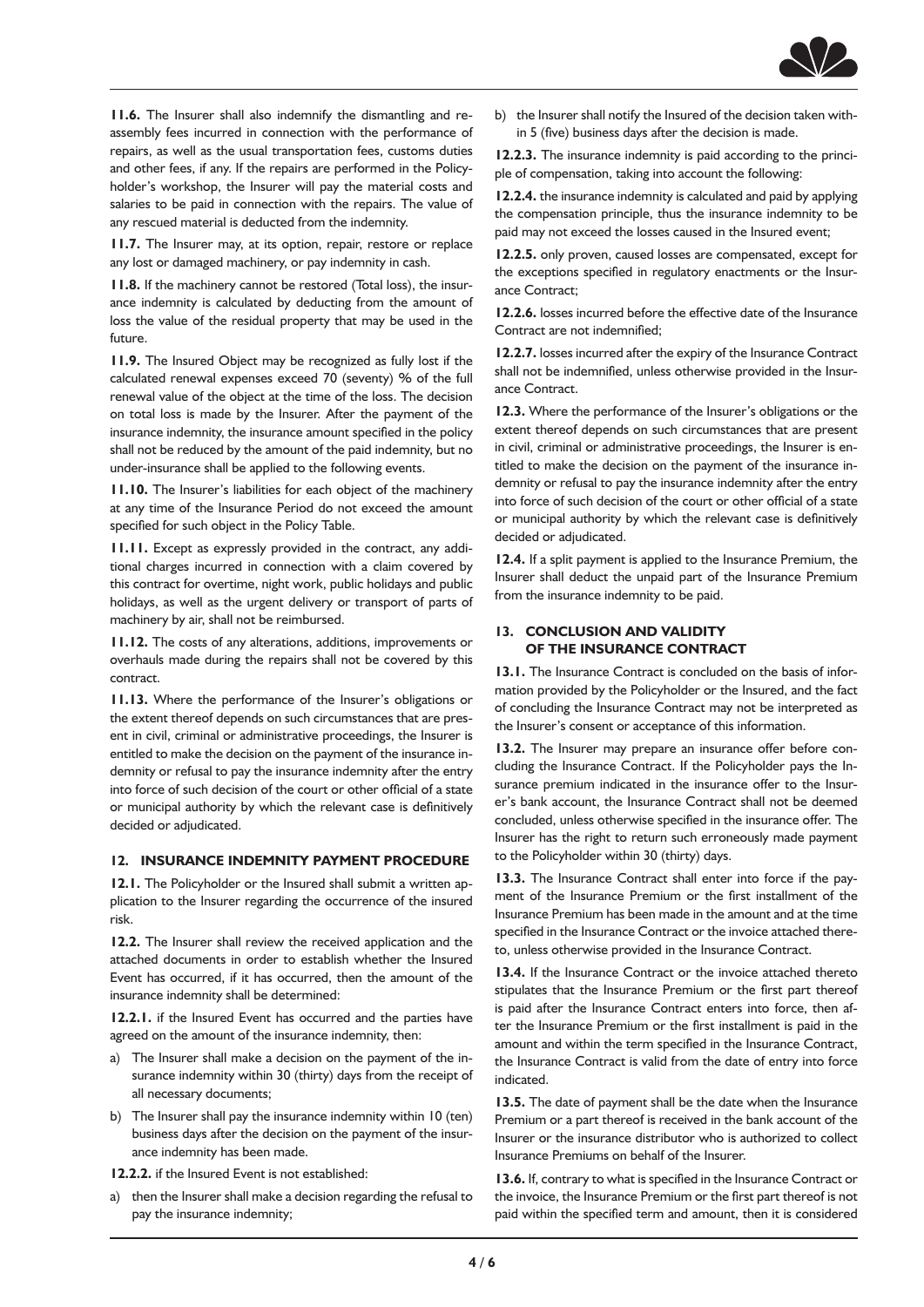**11.6.** The Insurer shall also indemnify the dismantling and reassembly fees incurred in connection with the performance of repairs, as well as the usual transportation fees, customs duties and other fees, if any. If the repairs are performed in the Policyholder's workshop, the Insurer will pay the material costs and salaries to be paid in connection with the repairs. The value of any rescued material is deducted from the indemnity.

**11.7.** The Insurer may, at its option, repair, restore or replace any lost or damaged machinery, or pay indemnity in cash.

**11.8.** If the machinery cannot be restored (Total loss), the insurance indemnity is calculated by deducting from the amount of loss the value of the residual property that may be used in the future.

**11.9.** The Insured Object may be recognized as fully lost if the calculated renewal expenses exceed 70 (seventy) % of the full renewal value of the object at the time of the loss. The decision on total loss is made by the Insurer. After the payment of the insurance indemnity, the insurance amount specified in the policy shall not be reduced by the amount of the paid indemnity, but no under-insurance shall be applied to the following events.

**11.10.** The Insurer's liabilities for each object of the machinery at any time of the Insurance Period do not exceed the amount specified for such object in the Policy Table.

**11.11.** Except as expressly provided in the contract, any additional charges incurred in connection with a claim covered by this contract for overtime, night work, public holidays and public holidays, as well as the urgent delivery or transport of parts of machinery by air, shall not be reimbursed.

**11.12.** The costs of any alterations, additions, improvements or overhauls made during the repairs shall not be covered by this contract.

**11.13.** Where the performance of the Insurer's obligations or the extent thereof depends on such circumstances that are present in civil, criminal or administrative proceedings, the Insurer is entitled to make the decision on the payment of the insurance indemnity or refusal to pay the insurance indemnity after the entry into force of such decision of the court or other official of a state or municipal authority by which the relevant case is definitively decided or adjudicated.

## 12. INSURANCE INDEMNITY PAYMENT PROCEDURE

**12.1.** The Policyholder or the Insured shall submit a written application to the Insurer regarding the occurrence of the insured risk.

**12.2.** The Insurer shall review the received application and the attached documents in order to establish whether the Insured Event has occurred, if it has occurred, then the amount of the insurance indemnity shall be determined:

**12.2.1.** if the Insured Event has occurred and the parties have agreed on the amount of the insurance indemnity, then:

a) The Insurer shall make a decision on the payment of the insurance indemnity within 30 (thirty) days from the receipt of all necessary documents;
b) The Insurer shall pay the insurance indemnity within 10 (ten) business days after the decision on the payment of the insurance indemnity has been made.

**12.2.2.** if the Insured Event is not established:

a) then the Insurer shall make a decision regarding the refusal to pay the insurance indemnity;
b) the Insurer shall notify the Insured of the decision taken within 5 (five) business days after the decision is made.

**12.2.3.** The insurance indemnity is paid according to the principle of compensation, taking into account the following:

**12.2.4.** the insurance indemnity is calculated and paid by applying the compensation principle, thus the insurance indemnity to be paid may not exceed the losses caused in the Insured event;

**12.2.5.** only proven, caused losses are compensated, except for the exceptions specified in regulatory enactments or the Insurance Contract;

**12.2.6.** losses incurred before the effective date of the Insurance Contract are not indemnified;

**12.2.7.** losses incurred after the expiry of the Insurance Contract shall not be indemnified, unless otherwise provided in the Insurance Contract.

**12.3.** Where the performance of the Insurer's obligations or the extent thereof depends on such circumstances that are present in civil, criminal or administrative proceedings, the Insurer is entitled to make the decision on the payment of the insurance indemnity or refusal to pay the insurance indemnity after the entry into force of such decision of the court or other official of a state or municipal authority by which the relevant case is definitively decided or adjudicated.

**12.4.** If a split payment is applied to the Insurance Premium, the Insurer shall deduct the unpaid part of the Insurance Premium from the insurance indemnity to be paid.

## 13. CONCLUSION AND VALIDITY OF THE INSURANCE CONTRACT

**13.1.** The Insurance Contract is concluded on the basis of information provided by the Policyholder or the Insured, and the fact of concluding the Insurance Contract may not be interpreted as the Insurer's consent or acceptance of this information.

**13.2.** The Insurer may prepare an insurance offer before concluding the Insurance Contract. If the Policyholder pays the Insurance premium indicated in the insurance offer to the Insurer's bank account, the Insurance Contract shall not be deemed concluded, unless otherwise specified in the insurance offer. The Insurer has the right to return such erroneously made payment to the Policyholder within 30 (thirty) days.

**13.3.** The Insurance Contract shall enter into force if the payment of the Insurance Premium or the first installment of the Insurance Premium has been made in the amount and at the time specified in the Insurance Contract or the invoice attached thereto, unless otherwise provided in the Insurance Contract.

**13.4.** If the Insurance Contract or the invoice attached thereto stipulates that the Insurance Premium or the first part thereof is paid after the Insurance Contract enters into force, then after the Insurance Premium or the first installment is paid in the amount and within the term specified in the Insurance Contract, the Insurance Contract is valid from the date of entry into force indicated.

**13.5.** The date of payment shall be the date when the Insurance Premium or a part thereof is received in the bank account of the Insurer or the insurance distributor who is authorized to collect Insurance Premiums on behalf of the Insurer.

**13.6.** If, contrary to what is specified in the Insurance Contract or the invoice, the Insurance Premium or the first part thereof is not paid within the specified term and amount, then it is considered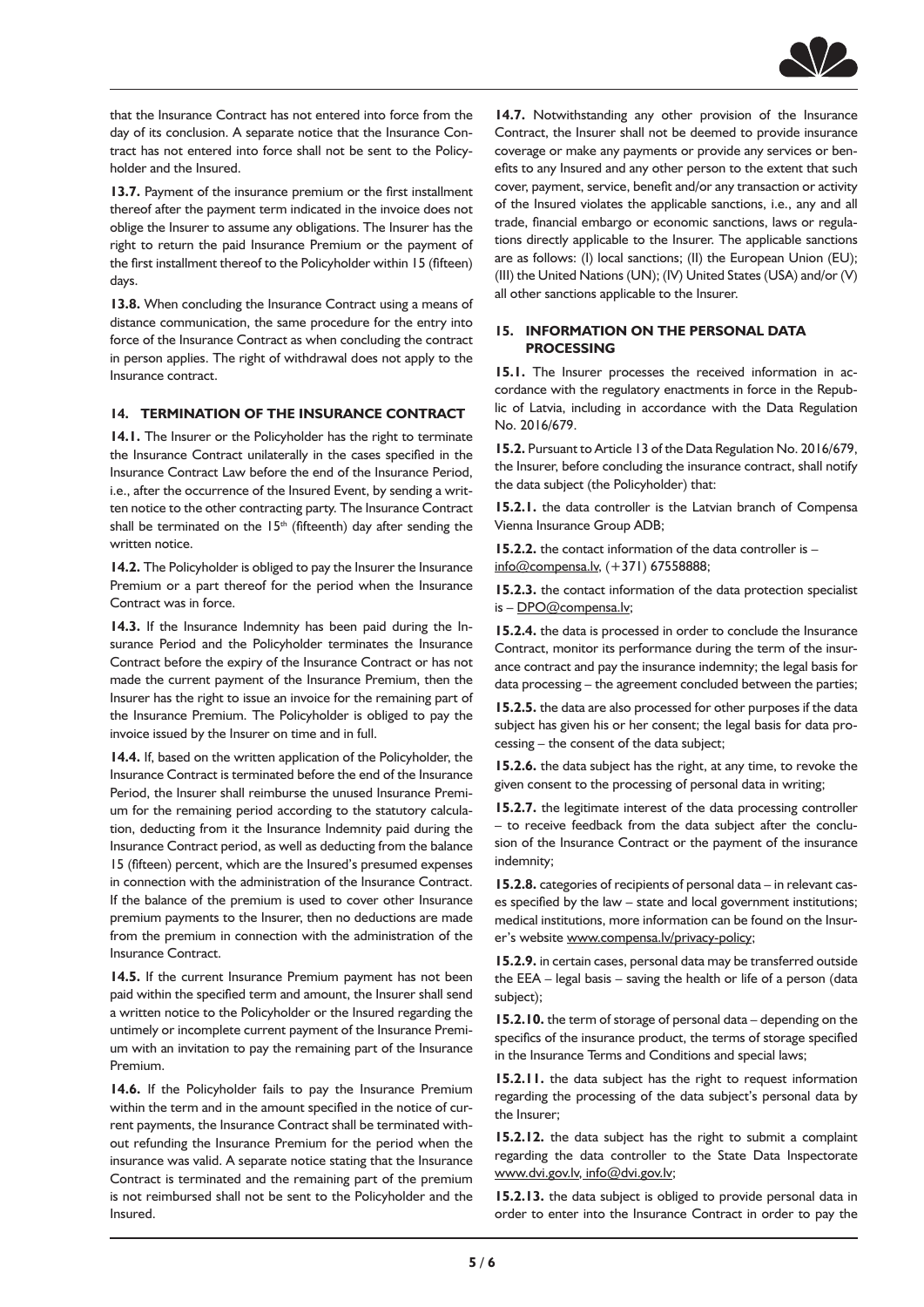that the Insurance Contract has not entered into force from the day of its conclusion. A separate notice that the Insurance Contract has not entered into force shall not be sent to the Policyholder and the Insured.

**13.7.** Payment of the insurance premium or the first installment thereof after the payment term indicated in the invoice does not oblige the Insurer to assume any obligations. The Insurer has the right to return the paid Insurance Premium or the payment of the first installment thereof to the Policyholder within 15 (fifteen) days.

**13.8.** When concluding the Insurance Contract using a means of distance communication, the same procedure for the entry into force of the Insurance Contract as when concluding the contract in person applies. The right of withdrawal does not apply to the Insurance contract.

## 14. TERMINATION OF THE INSURANCE CONTRACT

**14.1.** The Insurer or the Policyholder has the right to terminate the Insurance Contract unilaterally in the cases specified in the Insurance Contract Law before the end of the Insurance Period, i.e., after the occurrence of the Insured Event, by sending a written notice to the other contracting party. The Insurance Contract shall be terminated on the 15th (fifteenth) day after sending the written notice.

**14.2.** The Policyholder is obliged to pay the Insurer the Insurance Premium or a part thereof for the period when the Insurance Contract was in force.

**14.3.** If the Insurance Indemnity has been paid during the Insurance Period and the Policyholder terminates the Insurance Contract before the expiry of the Insurance Contract or has not made the current payment of the Insurance Premium, then the Insurer has the right to issue an invoice for the remaining part of the Insurance Premium. The Policyholder is obliged to pay the invoice issued by the Insurer on time and in full.

**14.4.** If, based on the written application of the Policyholder, the Insurance Contract is terminated before the end of the Insurance Period, the Insurer shall reimburse the unused Insurance Premium for the remaining period according to the statutory calculation, deducting from it the Insurance Indemnity paid during the Insurance Contract period, as well as deducting from the balance 15 (fifteen) percent, which are the Insured's presumed expenses in connection with the administration of the Insurance Contract. If the balance of the premium is used to cover other Insurance premium payments to the Insurer, then no deductions are made from the premium in connection with the administration of the Insurance Contract.

**14.5.** If the current Insurance Premium payment has not been paid within the specified term and amount, the Insurer shall send a written notice to the Policyholder or the Insured regarding the untimely or incomplete current payment of the Insurance Premium with an invitation to pay the remaining part of the Insurance Premium.

**14.6.** If the Policyholder fails to pay the Insurance Premium within the term and in the amount specified in the notice of current payments, the Insurance Contract shall be terminated without refunding the Insurance Premium for the period when the insurance was valid. A separate notice stating that the Insurance Contract is terminated and the remaining part of the premium is not reimbursed shall not be sent to the Policyholder and the Insured.

**14.7.** Notwithstanding any other provision of the Insurance Contract, the Insurer shall not be deemed to provide insurance coverage or make any payments or provide any services or benefits to any Insured and any other person to the extent that such cover, payment, service, benefit and/or any transaction or activity of the Insured violates the applicable sanctions, i.e., any and all trade, financial embargo or economic sanctions, laws or regulations directly applicable to the Insurer. The applicable sanctions are as follows: (I) local sanctions; (II) the European Union (EU); (III) the United Nations (UN); (IV) United States (USA) and/or (V) all other sanctions applicable to the Insurer.

## 15. INFORMATION ON THE PERSONAL DATA PROCESSING

**15.1.** The Insurer processes the received information in accordance with the regulatory enactments in force in the Republic of Latvia, including in accordance with the Data Regulation No. 2016/679.

**15.2.** Pursuant to Article 13 of the Data Regulation No. 2016/679, the Insurer, before concluding the insurance contract, shall notify the data subject (the Policyholder) that:

**15.2.1.** the data controller is the Latvian branch of Compensa Vienna Insurance Group ADB;

**15.2.2.** the contact information of the data controller is – info@compensa.lv, (+371) 67558888;

**15.2.3.** the contact information of the data protection specialist is – DPO@compensa.lv;

**15.2.4.** the data is processed in order to conclude the Insurance Contract, monitor its performance during the term of the insurance contract and pay the insurance indemnity; the legal basis for data processing – the agreement concluded between the parties;

**15.2.5.** the data are also processed for other purposes if the data subject has given his or her consent; the legal basis for data processing – the consent of the data subject;

**15.2.6.** the data subject has the right, at any time, to revoke the given consent to the processing of personal data in writing;

**15.2.7.** the legitimate interest of the data processing controller – to receive feedback from the data subject after the conclusion of the Insurance Contract or the payment of the insurance indemnity;

**15.2.8.** categories of recipients of personal data – in relevant cases specified by the law – state and local government institutions; medical institutions, more information can be found on the Insurer's website www.compensa.lv/privacy-policy;

**15.2.9.** in certain cases, personal data may be transferred outside the EEA – legal basis – saving the health or life of a person (data subject);

**15.2.10.** the term of storage of personal data – depending on the specifics of the insurance product, the terms of storage specified in the Insurance Terms and Conditions and special laws;

**15.2.11.** the data subject has the right to request information regarding the processing of the data subject's personal data by the Insurer;

**15.2.12.** the data subject has the right to submit a complaint regarding the data controller to the State Data Inspectorate www.dvi.gov.lv, info@dvi.gov.lv;

**15.2.13.** the data subject is obliged to provide personal data in order to enter into the Insurance Contract in order to pay the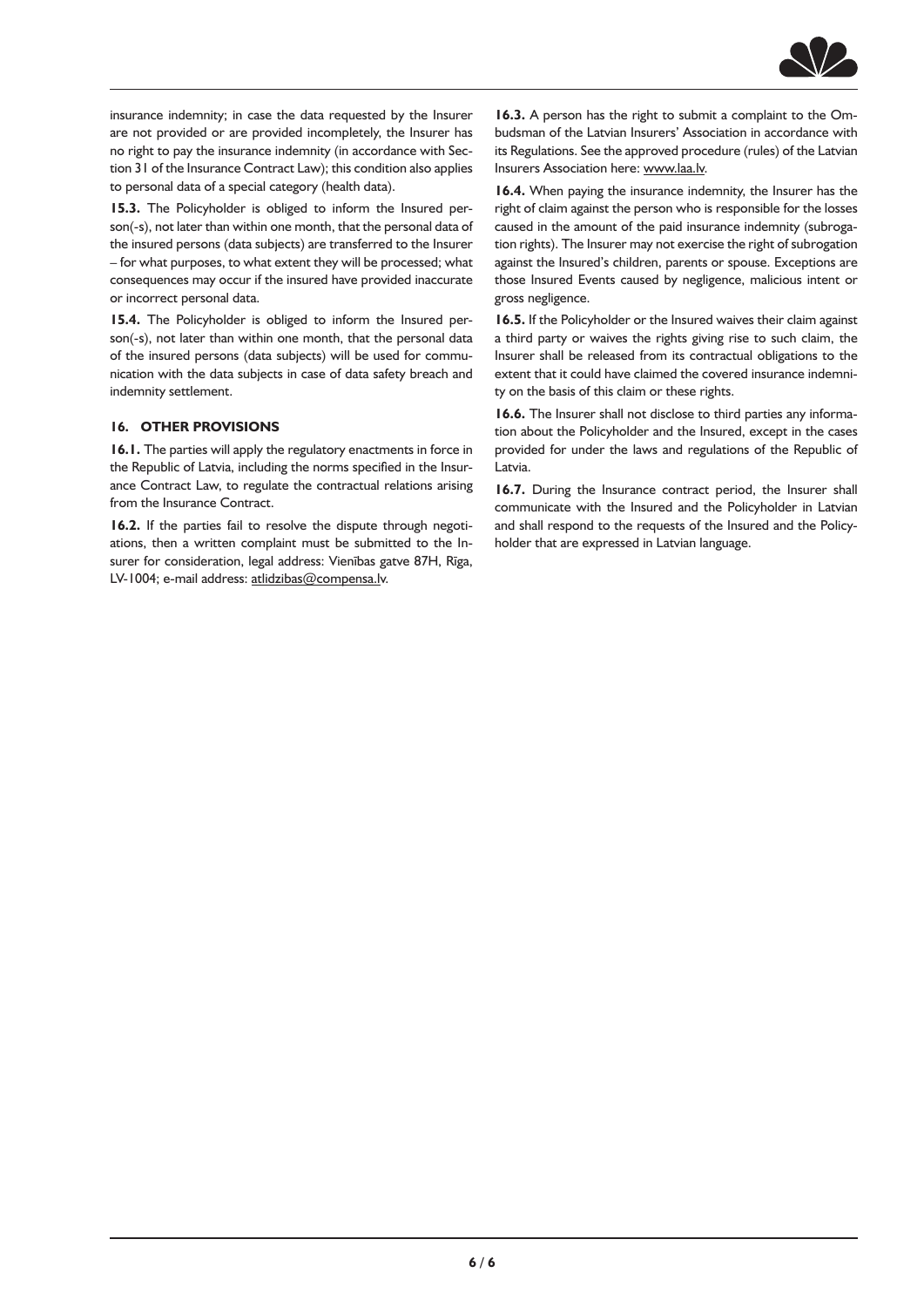insurance indemnity; in case the data requested by the Insurer are not provided or are provided incompletely, the Insurer has no right to pay the insurance indemnity (in accordance with Section 31 of the Insurance Contract Law); this condition also applies to personal data of a special category (health data).

**15.3.** The Policyholder is obliged to inform the Insured person(-s), not later than within one month, that the personal data of the insured persons (data subjects) are transferred to the Insurer – for what purposes, to what extent they will be processed; what consequences may occur if the insured have provided inaccurate or incorrect personal data.

**15.4.** The Policyholder is obliged to inform the Insured person(-s), not later than within one month, that the personal data of the insured persons (data subjects) will be used for communication with the data subjects in case of data safety breach and indemnity settlement.

## 16. OTHER PROVISIONS

**16.1.** The parties will apply the regulatory enactments in force in the Republic of Latvia, including the norms specified in the Insurance Contract Law, to regulate the contractual relations arising from the Insurance Contract.

**16.2.** If the parties fail to resolve the dispute through negotiations, then a written complaint must be submitted to the Insurer for consideration, legal address: Vienības gatve 87H, Rīga, LV-1004; e-mail address: atlidzibas@compensa.lv.

**16.3.** A person has the right to submit a complaint to the Ombudsman of the Latvian Insurers' Association in accordance with its Regulations. See the approved procedure (rules) of the Latvian Insurers Association here: www.laa.lv.

**16.4.** When paying the insurance indemnity, the Insurer has the right of claim against the person who is responsible for the losses caused in the amount of the paid insurance indemnity (subrogation rights). The Insurer may not exercise the right of subrogation against the Insured's children, parents or spouse. Exceptions are those Insured Events caused by negligence, malicious intent or gross negligence.

**16.5.** If the Policyholder or the Insured waives their claim against a third party or waives the rights giving rise to such claim, the Insurer shall be released from its contractual obligations to the extent that it could have claimed the covered insurance indemnity on the basis of this claim or these rights.

**16.6.** The Insurer shall not disclose to third parties any information about the Policyholder and the Insured, except in the cases provided for under the laws and regulations of the Republic of Latvia.

**16.7.** During the Insurance contract period, the Insurer shall communicate with the Insured and the Policyholder in Latvian and shall respond to the requests of the Insured and the Policyholder that are expressed in Latvian language.